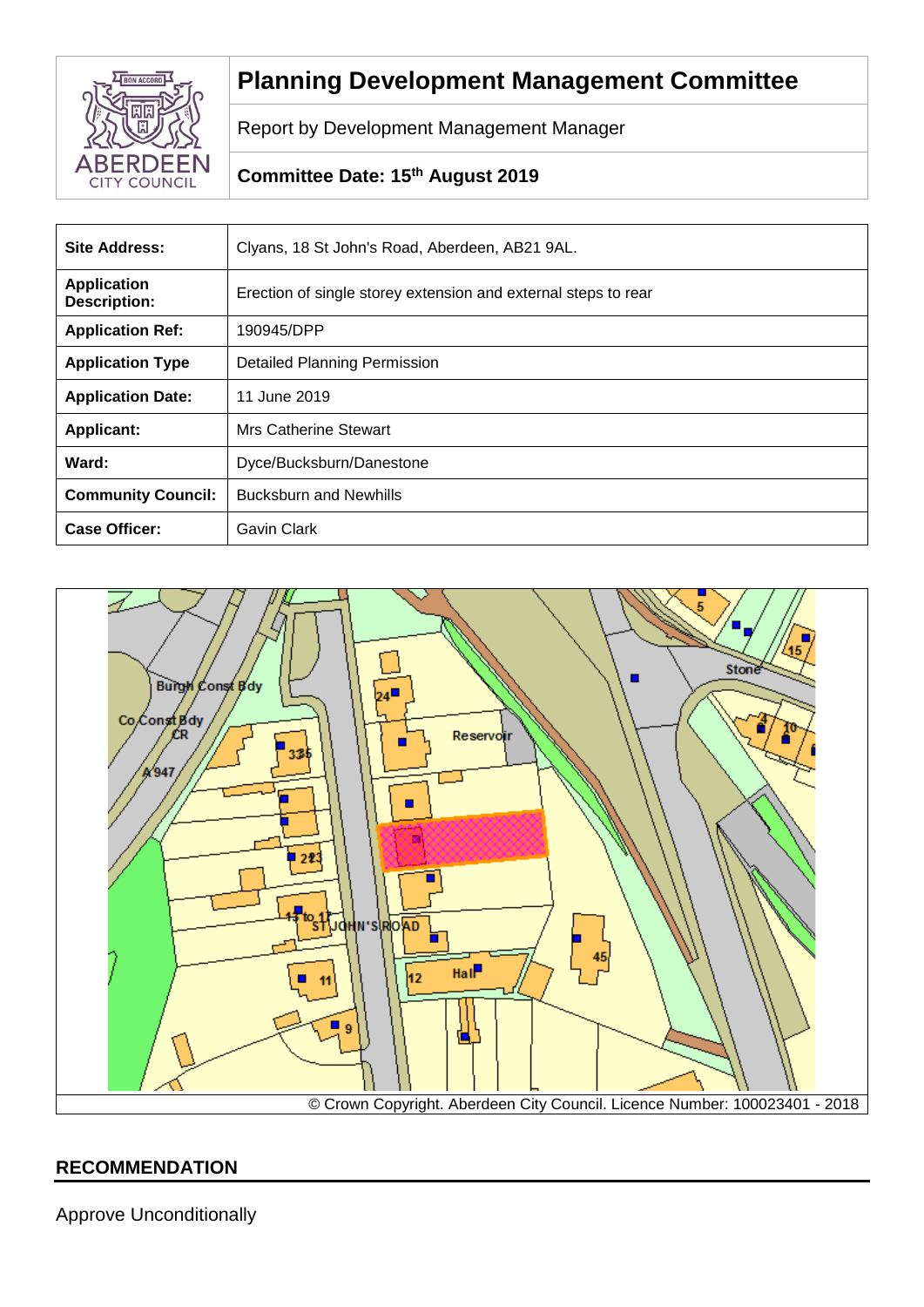# Planning Development Management Committee

Report by Development Management Manager

**Committee Date: 15th August 2019**

| **Site Address:** | Clyans, 18 St John's Road, Aberdeen, AB21 9AL. |
|---|---|
| **Application Description:** | Erection of single storey extension and external steps to rear |
| **Application Ref:** | 190945/DPP |
| **Application Type** | Detailed Planning Permission |
| **Application Date:** | 11 June 2019 |
| **Applicant:** | Mrs Catherine Stewart |
| **Ward:** | Dyce/Bucksburn/Danestone |
| **Community Council:** | Bucksburn and Newhills |
| **Case Officer:** | Gavin Clark |

© Crown Copyright. Aberdeen City Council. Licence Number: 100023401 - 2018

## RECOMMENDATION

Approve Unconditionally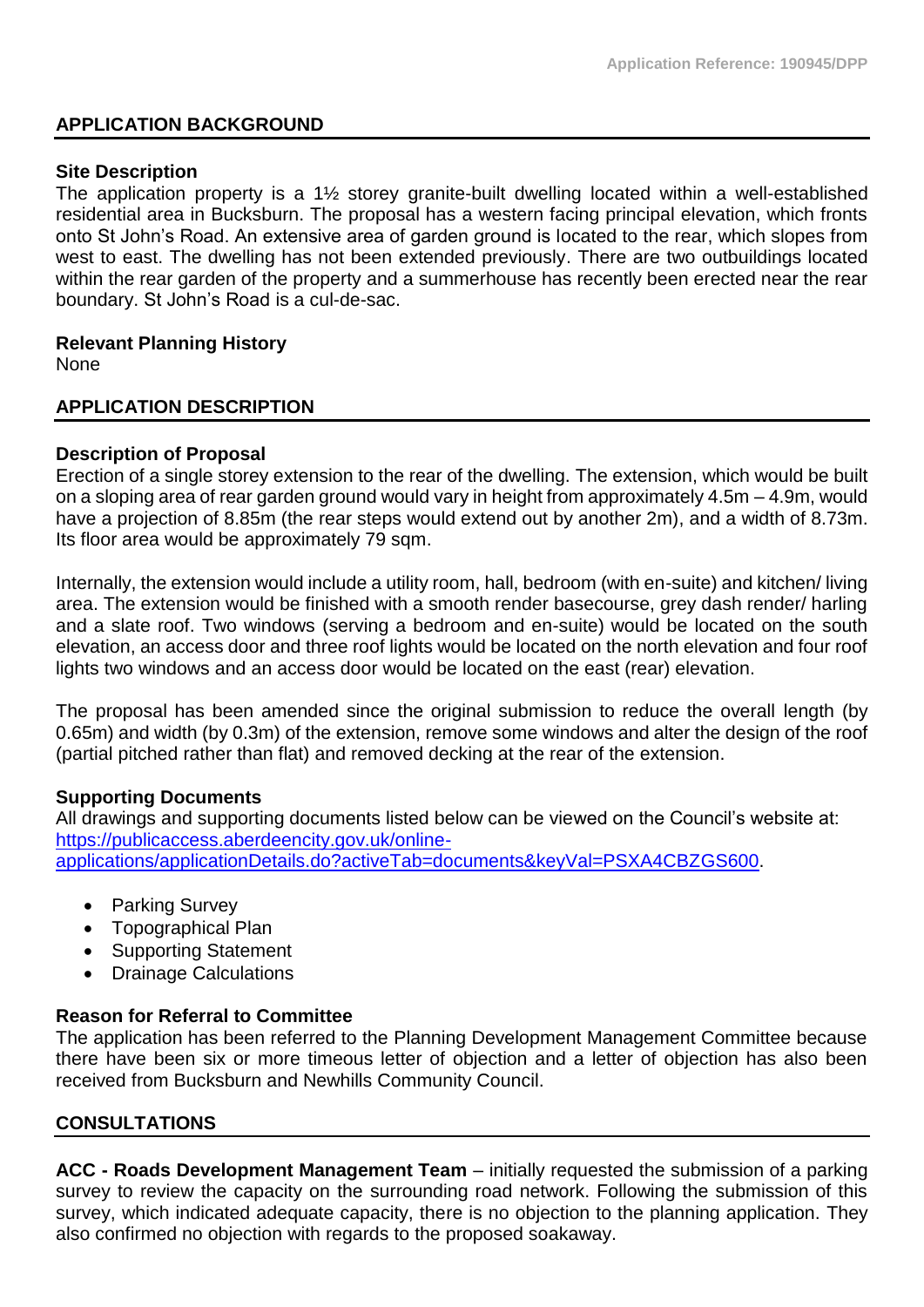## APPLICATION BACKGROUND

### Site Description

The application property is a 1½ storey granite-built dwelling located within a well-established residential area in Bucksburn. The proposal has a western facing principal elevation, which fronts onto St John's Road. An extensive area of garden ground is located to the rear, which slopes from west to east. The dwelling has not been extended previously. There are two outbuildings located within the rear garden of the property and a summerhouse has recently been erected near the rear boundary. St John's Road is a cul-de-sac.

### Relevant Planning History

None

## APPLICATION DESCRIPTION

### Description of Proposal

Erection of a single storey extension to the rear of the dwelling. The extension, which would be built on a sloping area of rear garden ground would vary in height from approximately 4.5m – 4.9m, would have a projection of 8.85m (the rear steps would extend out by another 2m), and a width of 8.73m. Its floor area would be approximately 79 sqm.

Internally, the extension would include a utility room, hall, bedroom (with en-suite) and kitchen/ living area. The extension would be finished with a smooth render basecourse, grey dash render/ harling and a slate roof. Two windows (serving a bedroom and en-suite) would be located on the south elevation, an access door and three roof lights would be located on the north elevation and four roof lights two windows and an access door would be located on the east (rear) elevation.

The proposal has been amended since the original submission to reduce the overall length (by 0.65m) and width (by 0.3m) of the extension, remove some windows and alter the design of the roof (partial pitched rather than flat) and removed decking at the rear of the extension.

### Supporting Documents

All drawings and supporting documents listed below can be viewed on the Council's website at: [https://publicaccess.aberdeencity.gov.uk/online-applications/applicationDetails.do?activeTab=documents&keyVal=PSXA4CBZGS600](https://publicaccess.aberdeencity.gov.uk/online-applications/applicationDetails.do?activeTab=documents&keyVal=PSXA4CBZGS600).

- Parking Survey
- Topographical Plan
- Supporting Statement
- Drainage Calculations

### Reason for Referral to Committee

The application has been referred to the Planning Development Management Committee because there have been six or more timeous letter of objection and a letter of objection has also been received from Bucksburn and Newhills Community Council.

## CONSULTATIONS

**ACC - Roads Development Management Team** – initially requested the submission of a parking survey to review the capacity on the surrounding road network. Following the submission of this survey, which indicated adequate capacity, there is no objection to the planning application. They also confirmed no objection with regards to the proposed soakaway.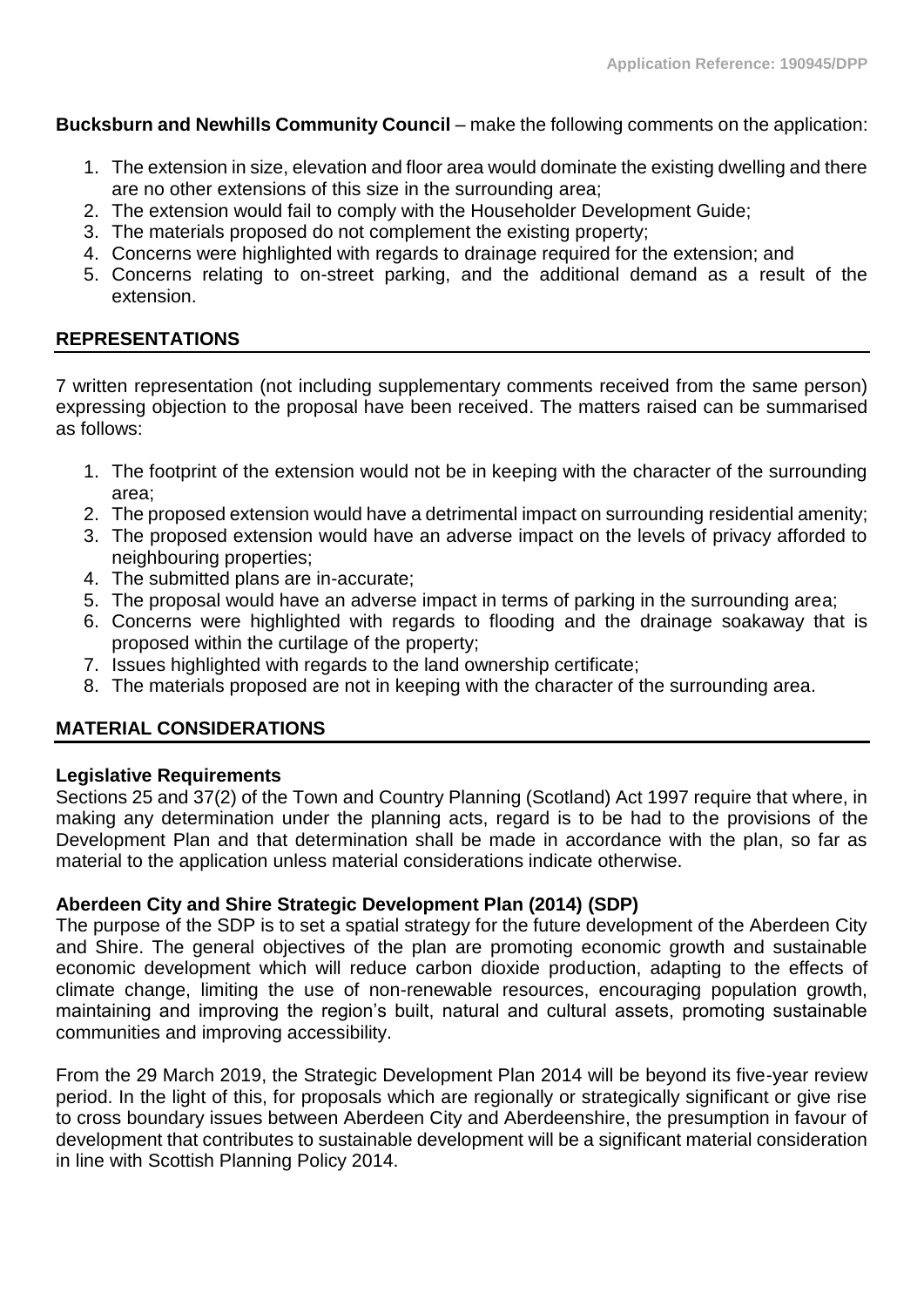**Bucksburn and Newhills Community Council** – make the following comments on the application:

1. The extension in size, elevation and floor area would dominate the existing dwelling and there are no other extensions of this size in the surrounding area;
2. The extension would fail to comply with the Householder Development Guide;
3. The materials proposed do not complement the existing property;
4. Concerns were highlighted with regards to drainage required for the extension; and
5. Concerns relating to on-street parking, and the additional demand as a result of the extension.

## REPRESENTATIONS

7 written representation (not including supplementary comments received from the same person) expressing objection to the proposal have been received. The matters raised can be summarised as follows:

1. The footprint of the extension would not be in keeping with the character of the surrounding area;
2. The proposed extension would have a detrimental impact on surrounding residential amenity;
3. The proposed extension would have an adverse impact on the levels of privacy afforded to neighbouring properties;
4. The submitted plans are in-accurate;
5. The proposal would have an adverse impact in terms of parking in the surrounding area;
6. Concerns were highlighted with regards to flooding and the drainage soakaway that is proposed within the curtilage of the property;
7. Issues highlighted with regards to the land ownership certificate;
8. The materials proposed are not in keeping with the character of the surrounding area.

## MATERIAL CONSIDERATIONS

### Legislative Requirements

Sections 25 and 37(2) of the Town and Country Planning (Scotland) Act 1997 require that where, in making any determination under the planning acts, regard is to be had to the provisions of the Development Plan and that determination shall be made in accordance with the plan, so far as material to the application unless material considerations indicate otherwise.

### Aberdeen City and Shire Strategic Development Plan (2014) (SDP)

The purpose of the SDP is to set a spatial strategy for the future development of the Aberdeen City and Shire. The general objectives of the plan are promoting economic growth and sustainable economic development which will reduce carbon dioxide production, adapting to the effects of climate change, limiting the use of non-renewable resources, encouraging population growth, maintaining and improving the region's built, natural and cultural assets, promoting sustainable communities and improving accessibility.

From the 29 March 2019, the Strategic Development Plan 2014 will be beyond its five-year review period. In the light of this, for proposals which are regionally or strategically significant or give rise to cross boundary issues between Aberdeen City and Aberdeenshire, the presumption in favour of development that contributes to sustainable development will be a significant material consideration in line with Scottish Planning Policy 2014.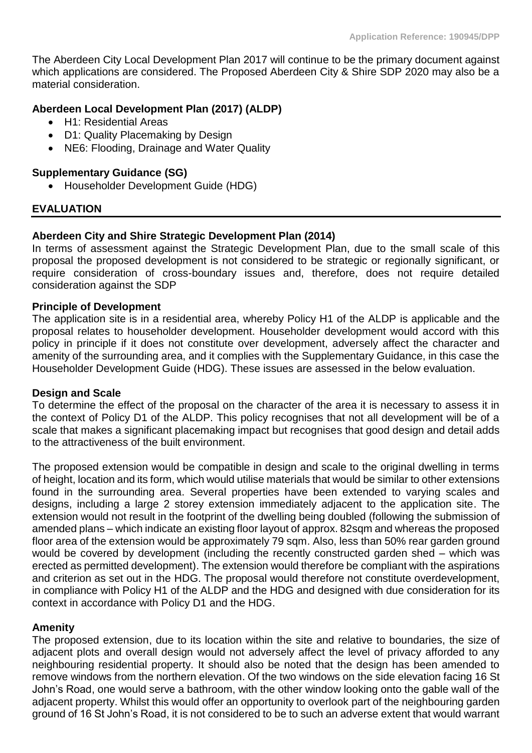The Aberdeen City Local Development Plan 2017 will continue to be the primary document against which applications are considered. The Proposed Aberdeen City & Shire SDP 2020 may also be a material consideration.

**Aberdeen Local Development Plan (2017) (ALDP)**

- H1: Residential Areas
- D1: Quality Placemaking by Design
- NE6: Flooding, Drainage and Water Quality

**Supplementary Guidance (SG)**

- Householder Development Guide (HDG)

## EVALUATION

**Aberdeen City and Shire Strategic Development Plan (2014)**

In terms of assessment against the Strategic Development Plan, due to the small scale of this proposal the proposed development is not considered to be strategic or regionally significant, or require consideration of cross-boundary issues and, therefore, does not require detailed consideration against the SDP

**Principle of Development**

The application site is in a residential area, whereby Policy H1 of the ALDP is applicable and the proposal relates to householder development. Householder development would accord with this policy in principle if it does not constitute over development, adversely affect the character and amenity of the surrounding area, and it complies with the Supplementary Guidance, in this case the Householder Development Guide (HDG). These issues are assessed in the below evaluation.

**Design and Scale**

To determine the effect of the proposal on the character of the area it is necessary to assess it in the context of Policy D1 of the ALDP. This policy recognises that not all development will be of a scale that makes a significant placemaking impact but recognises that good design and detail adds to the attractiveness of the built environment.

The proposed extension would be compatible in design and scale to the original dwelling in terms of height, location and its form, which would utilise materials that would be similar to other extensions found in the surrounding area. Several properties have been extended to varying scales and designs, including a large 2 storey extension immediately adjacent to the application site. The extension would not result in the footprint of the dwelling being doubled (following the submission of amended plans – which indicate an existing floor layout of approx. 82sqm and whereas the proposed floor area of the extension would be approximately 79 sqm. Also, less than 50% rear garden ground would be covered by development (including the recently constructed garden shed – which was erected as permitted development). The extension would therefore be compliant with the aspirations and criterion as set out in the HDG. The proposal would therefore not constitute overdevelopment, in compliance with Policy H1 of the ALDP and the HDG and designed with due consideration for its context in accordance with Policy D1 and the HDG.

**Amenity**

The proposed extension, due to its location within the site and relative to boundaries, the size of adjacent plots and overall design would not adversely affect the level of privacy afforded to any neighbouring residential property. It should also be noted that the design has been amended to remove windows from the northern elevation. Of the two windows on the side elevation facing 16 St John's Road, one would serve a bathroom, with the other window looking onto the gable wall of the adjacent property. Whilst this would offer an opportunity to overlook part of the neighbouring garden ground of 16 St John's Road, it is not considered to be to such an adverse extent that would warrant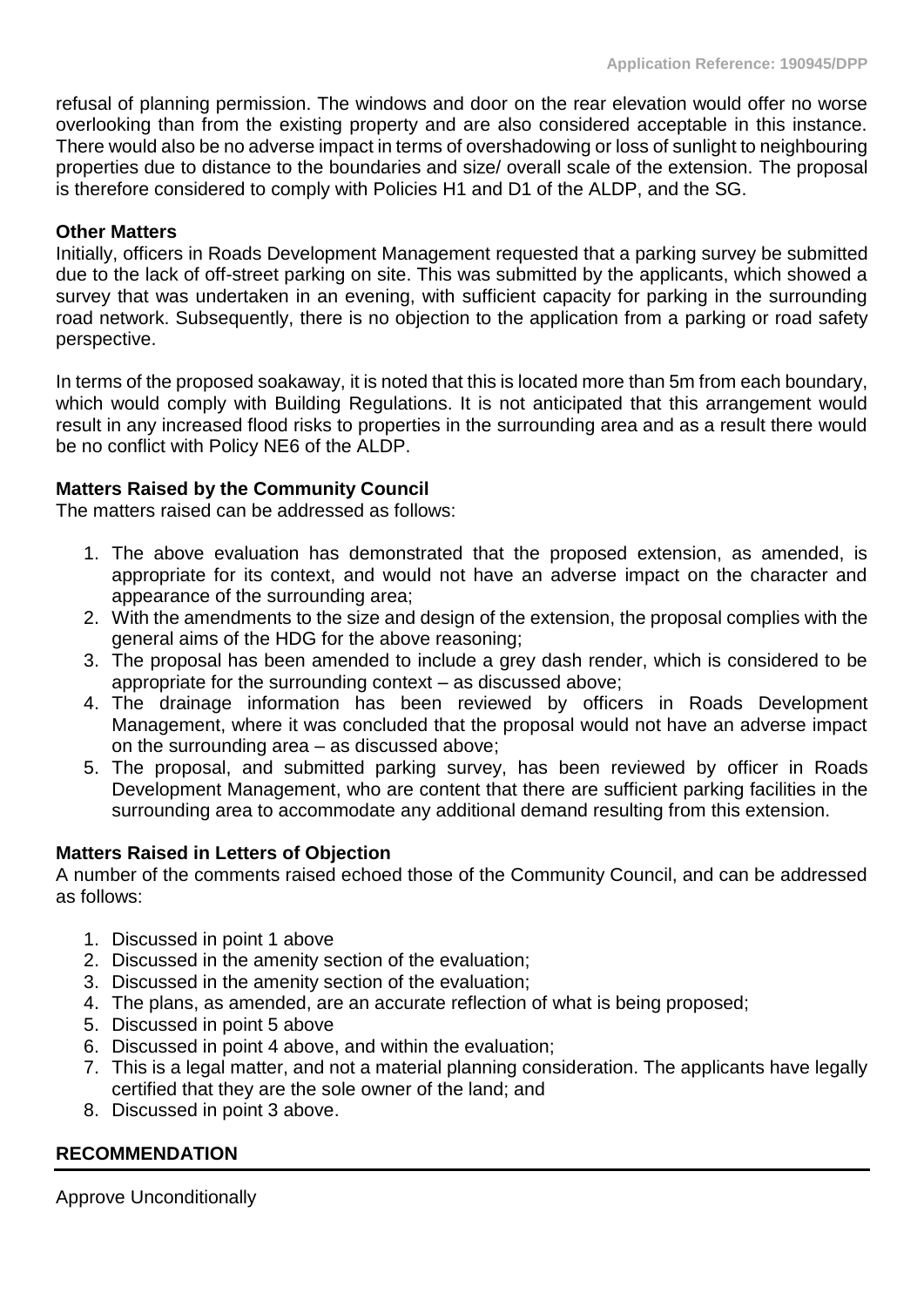refusal of planning permission. The windows and door on the rear elevation would offer no worse overlooking than from the existing property and are also considered acceptable in this instance. There would also be no adverse impact in terms of overshadowing or loss of sunlight to neighbouring properties due to distance to the boundaries and size/ overall scale of the extension. The proposal is therefore considered to comply with Policies H1 and D1 of the ALDP, and the SG.

**Other Matters**

Initially, officers in Roads Development Management requested that a parking survey be submitted due to the lack of off-street parking on site. This was submitted by the applicants, which showed a survey that was undertaken in an evening, with sufficient capacity for parking in the surrounding road network. Subsequently, there is no objection to the application from a parking or road safety perspective.

In terms of the proposed soakaway, it is noted that this is located more than 5m from each boundary, which would comply with Building Regulations. It is not anticipated that this arrangement would result in any increased flood risks to properties in the surrounding area and as a result there would be no conflict with Policy NE6 of the ALDP.

**Matters Raised by the Community Council**

The matters raised can be addressed as follows:

1. The above evaluation has demonstrated that the proposed extension, as amended, is appropriate for its context, and would not have an adverse impact on the character and appearance of the surrounding area;
2. With the amendments to the size and design of the extension, the proposal complies with the general aims of the HDG for the above reasoning;
3. The proposal has been amended to include a grey dash render, which is considered to be appropriate for the surrounding context – as discussed above;
4. The drainage information has been reviewed by officers in Roads Development Management, where it was concluded that the proposal would not have an adverse impact on the surrounding area – as discussed above;
5. The proposal, and submitted parking survey, has been reviewed by officer in Roads Development Management, who are content that there are sufficient parking facilities in the surrounding area to accommodate any additional demand resulting from this extension.

**Matters Raised in Letters of Objection**

A number of the comments raised echoed those of the Community Council, and can be addressed as follows:

1. Discussed in point 1 above
2. Discussed in the amenity section of the evaluation;
3. Discussed in the amenity section of the evaluation;
4. The plans, as amended, are an accurate reflection of what is being proposed;
5. Discussed in point 5 above
6. Discussed in point 4 above, and within the evaluation;
7. This is a legal matter, and not a material planning consideration. The applicants have legally certified that they are the sole owner of the land; and
8. Discussed in point 3 above.

## RECOMMENDATION

Approve Unconditionally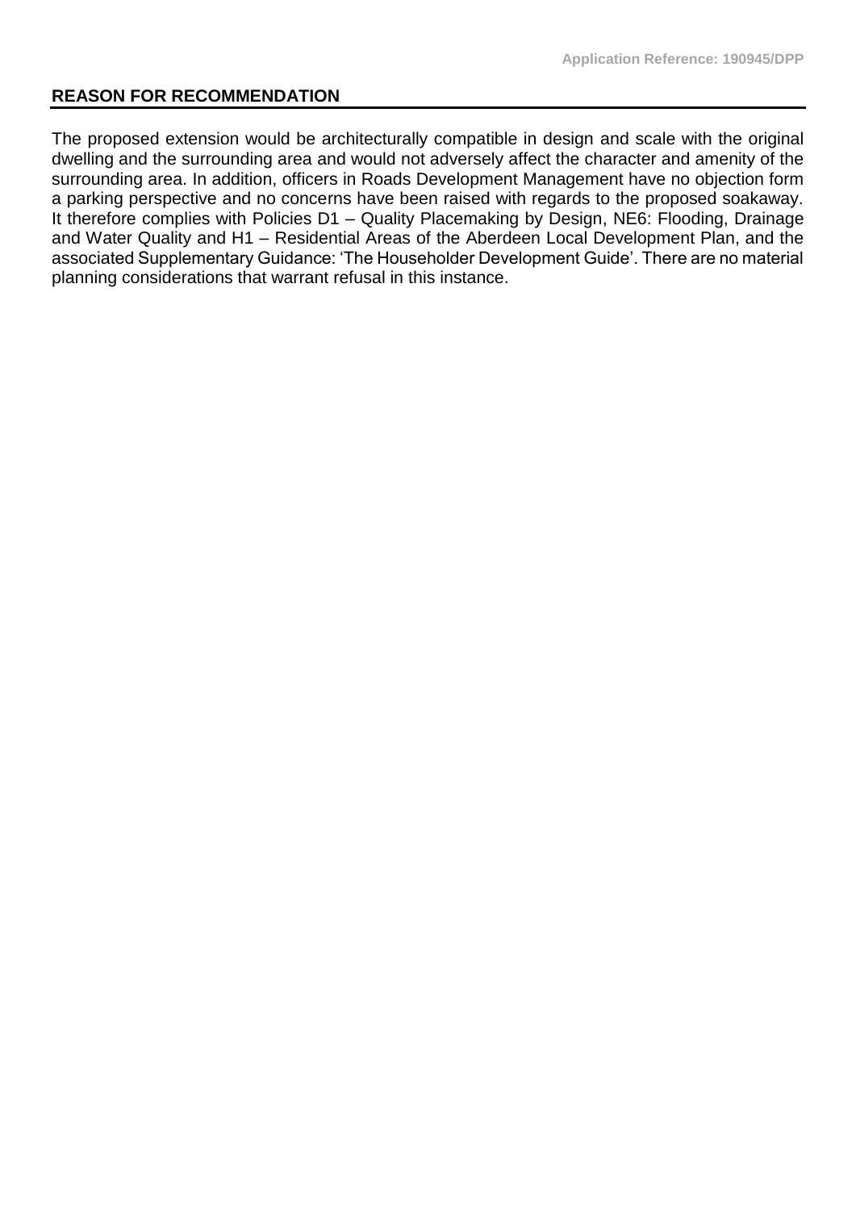## REASON FOR RECOMMENDATION

The proposed extension would be architecturally compatible in design and scale with the original dwelling and the surrounding area and would not adversely affect the character and amenity of the surrounding area. In addition, officers in Roads Development Management have no objection form a parking perspective and no concerns have been raised with regards to the proposed soakaway. It therefore complies with Policies D1 – Quality Placemaking by Design, NE6: Flooding, Drainage and Water Quality and H1 – Residential Areas of the Aberdeen Local Development Plan, and the associated Supplementary Guidance: 'The Householder Development Guide'. There are no material planning considerations that warrant refusal in this instance.